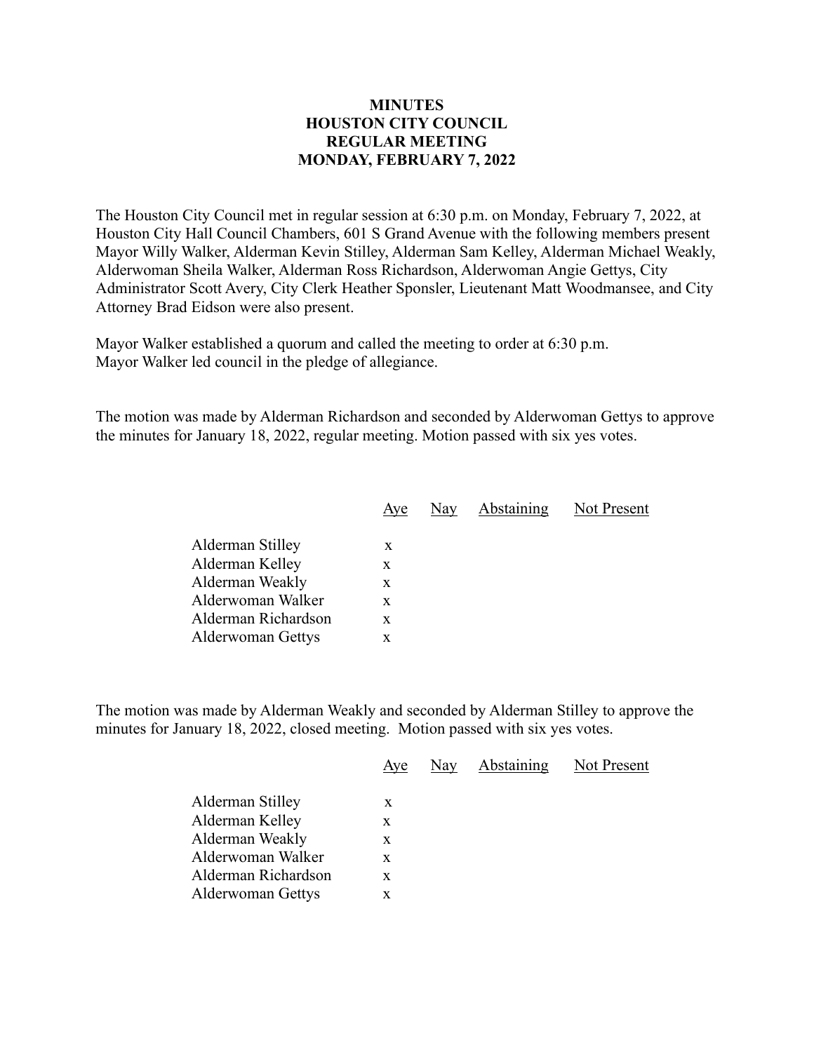# MINUTES
# HOUSTON CITY COUNCIL
# REGULAR MEETING
# MONDAY, FEBRUARY 7, 2022

The Houston City Council met in regular session at 6:30 p.m. on Monday, February 7, 2022, at Houston City Hall Council Chambers, 601 S Grand Avenue with the following members present Mayor Willy Walker, Alderman Kevin Stilley, Alderman Sam Kelley, Alderman Michael Weakly, Alderwoman Sheila Walker, Alderman Ross Richardson, Alderwoman Angie Gettys, City Administrator Scott Avery, City Clerk Heather Sponsler, Lieutenant Matt Woodmansee, and City Attorney Brad Eidson were also present.

Mayor Walker established a quorum and called the meeting to order at 6:30 p.m.
Mayor Walker led council in the pledge of allegiance.

The motion was made by Alderman Richardson and seconded by Alderwoman Gettys to approve the minutes for January 18, 2022, regular meeting. Motion passed with six yes votes.

| | Aye | Nay | Abstaining | Not Present |
|---|---|---|---|---|
| Alderman Stilley | x | | | |
| Alderman Kelley | x | | | |
| Alderman Weakly | x | | | |
| Alderwoman Walker | x | | | |
| Alderman Richardson | x | | | |
| Alderwoman Gettys | x | | | |

The motion was made by Alderman Weakly and seconded by Alderman Stilley to approve the minutes for January 18, 2022, closed meeting. Motion passed with six yes votes.

| | Aye | Nay | Abstaining | Not Present |
|---|---|---|---|---|
| Alderman Stilley | x | | | |
| Alderman Kelley | x | | | |
| Alderman Weakly | x | | | |
| Alderwoman Walker | x | | | |
| Alderman Richardson | x | | | |
| Alderwoman Gettys | x | | | |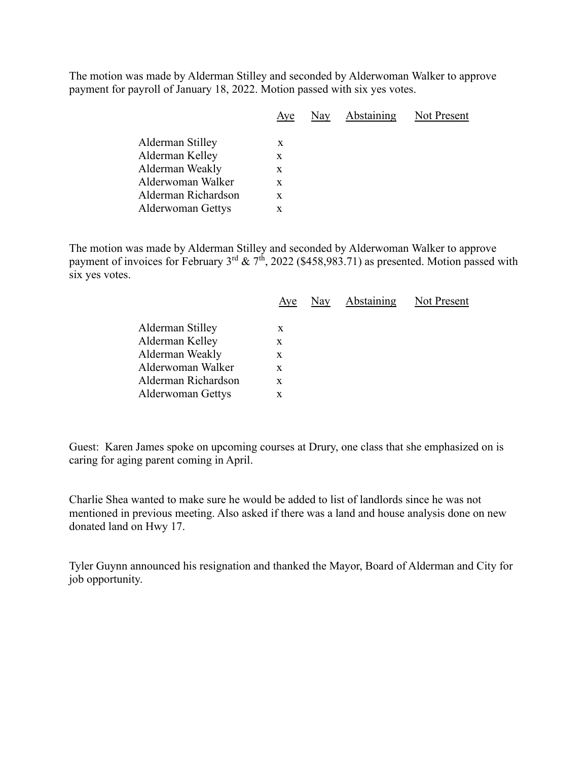The motion was made by Alderman Stilley and seconded by Alderwoman Walker to approve payment for payroll of January 18, 2022. Motion passed with six yes votes.

| | Aye | Nay | Abstaining | Not Present |
|---|---|---|---|---|
| Alderman Stilley | x | | | |
| Alderman Kelley | x | | | |
| Alderman Weakly | x | | | |
| Alderwoman Walker | x | | | |
| Alderman Richardson | x | | | |
| Alderwoman Gettys | x | | | |

The motion was made by Alderman Stilley and seconded by Alderwoman Walker to approve payment of invoices for February 3rd & 7th, 2022 ($458,983.71) as presented. Motion passed with six yes votes.

| | Aye | Nay | Abstaining | Not Present |
|---|---|---|---|---|
| Alderman Stilley | x | | | |
| Alderman Kelley | x | | | |
| Alderman Weakly | x | | | |
| Alderwoman Walker | x | | | |
| Alderman Richardson | x | | | |
| Alderwoman Gettys | x | | | |

Guest: Karen James spoke on upcoming courses at Drury, one class that she emphasized on is caring for aging parent coming in April.

Charlie Shea wanted to make sure he would be added to list of landlords since he was not mentioned in previous meeting. Also asked if there was a land and house analysis done on new donated land on Hwy 17.

Tyler Guynn announced his resignation and thanked the Mayor, Board of Alderman and City for job opportunity.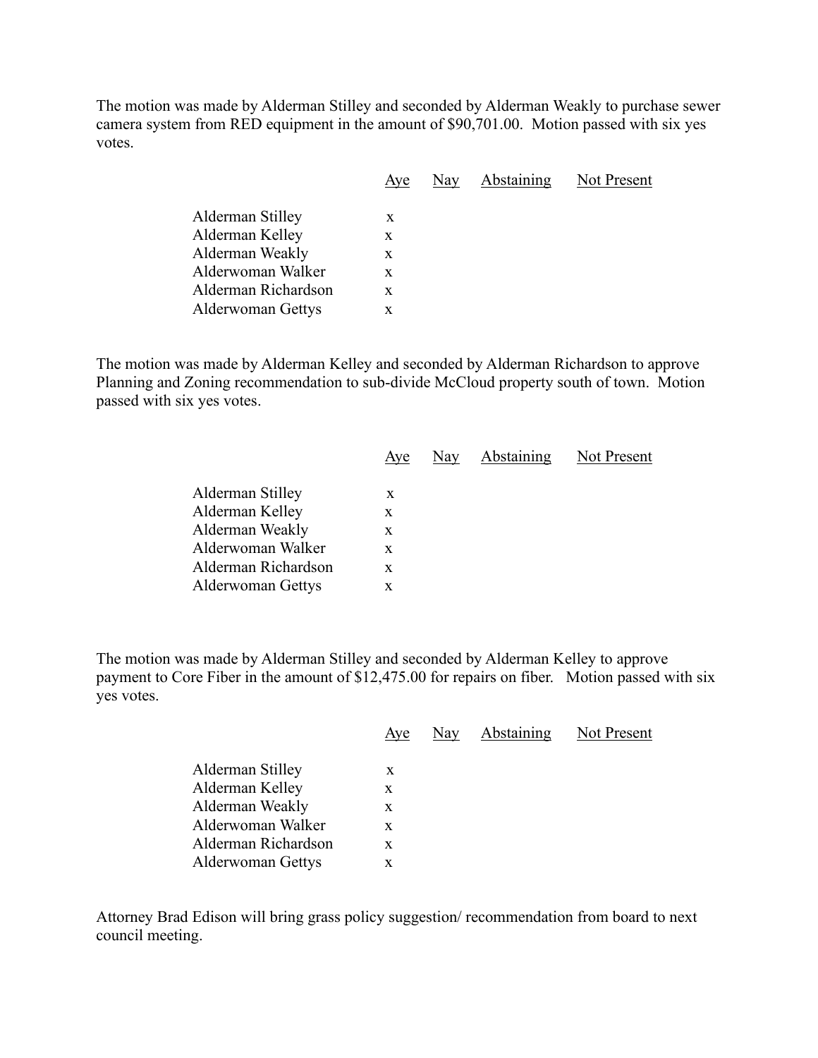The motion was made by Alderman Stilley and seconded by Alderman Weakly to purchase sewer camera system from RED equipment in the amount of $90,701.00. Motion passed with six yes votes.

| | Aye | Nay | Abstaining | Not Present |
|---|---|---|---|---|
| Alderman Stilley | x | | | |
| Alderman Kelley | x | | | |
| Alderman Weakly | x | | | |
| Alderwoman Walker | x | | | |
| Alderman Richardson | x | | | |
| Alderwoman Gettys | x | | | |

The motion was made by Alderman Kelley and seconded by Alderman Richardson to approve Planning and Zoning recommendation to sub-divide McCloud property south of town. Motion passed with six yes votes.

| | Aye | Nay | Abstaining | Not Present |
|---|---|---|---|---|
| Alderman Stilley | x | | | |
| Alderman Kelley | x | | | |
| Alderman Weakly | x | | | |
| Alderwoman Walker | x | | | |
| Alderman Richardson | x | | | |
| Alderwoman Gettys | x | | | |

The motion was made by Alderman Stilley and seconded by Alderman Kelley to approve payment to Core Fiber in the amount of $12,475.00 for repairs on fiber. Motion passed with six yes votes.

| | Aye | Nay | Abstaining | Not Present |
|---|---|---|---|---|
| Alderman Stilley | x | | | |
| Alderman Kelley | x | | | |
| Alderman Weakly | x | | | |
| Alderwoman Walker | x | | | |
| Alderman Richardson | x | | | |
| Alderwoman Gettys | x | | | |

Attorney Brad Edison will bring grass policy suggestion/ recommendation from board to next council meeting.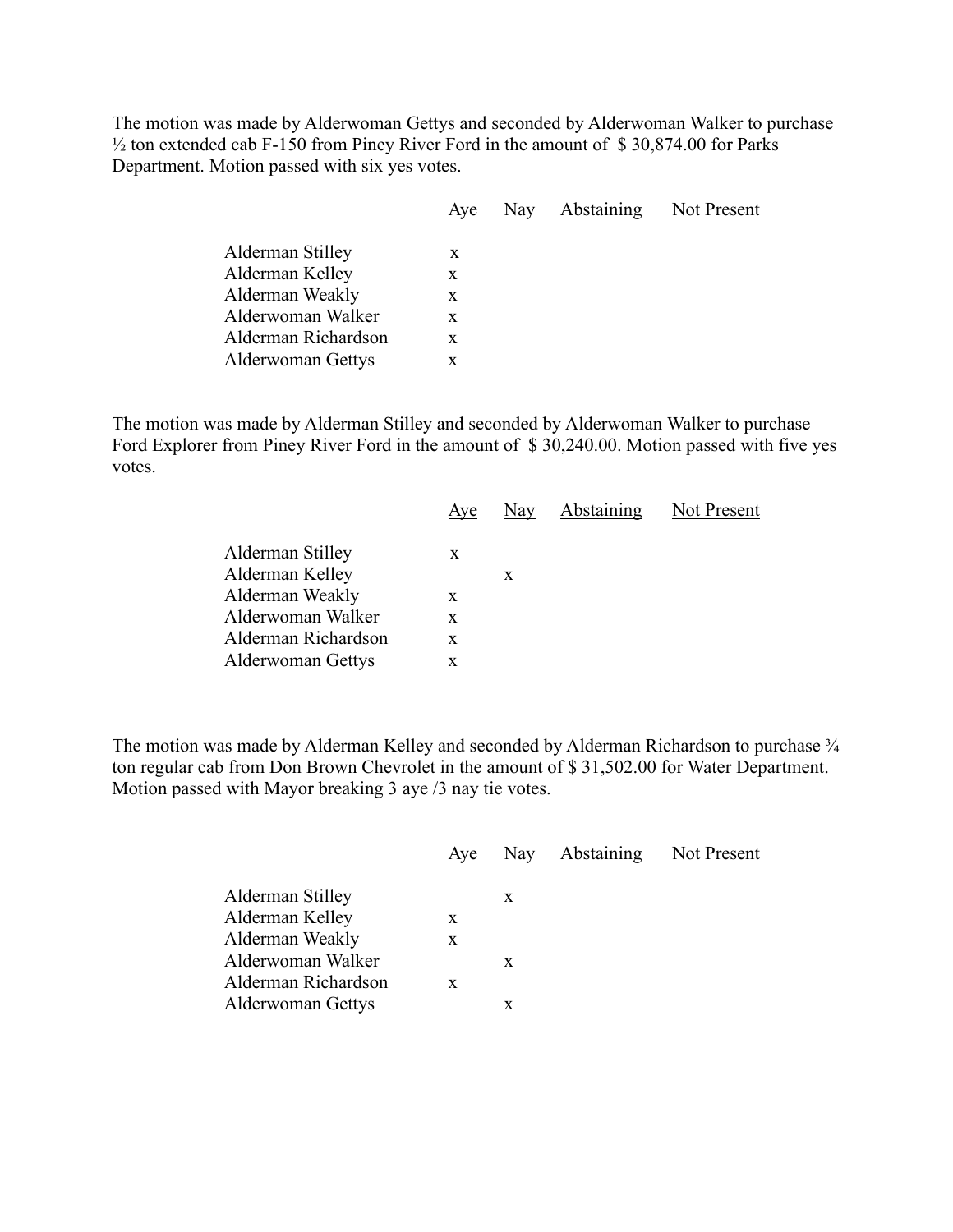The motion was made by Alderwoman Gettys and seconded by Alderwoman Walker to purchase ½ ton extended cab F-150 from Piney River Ford in the amount of $ 30,874.00 for Parks Department. Motion passed with six yes votes.

| | Aye | Nay | Abstaining | Not Present |
|---|---|---|---|---|
| Alderman Stilley | x | | | |
| Alderman Kelley | x | | | |
| Alderman Weakly | x | | | |
| Alderwoman Walker | x | | | |
| Alderman Richardson | x | | | |
| Alderwoman Gettys | x | | | |

The motion was made by Alderman Stilley and seconded by Alderwoman Walker to purchase Ford Explorer from Piney River Ford in the amount of $ 30,240.00. Motion passed with five yes votes.

| | Aye | Nay | Abstaining | Not Present |
|---|---|---|---|---|
| Alderman Stilley | x | | | |
| Alderman Kelley | | x | | |
| Alderman Weakly | x | | | |
| Alderwoman Walker | x | | | |
| Alderman Richardson | x | | | |
| Alderwoman Gettys | x | | | |

The motion was made by Alderman Kelley and seconded by Alderman Richardson to purchase ¾ ton regular cab from Don Brown Chevrolet in the amount of $ 31,502.00 for Water Department. Motion passed with Mayor breaking 3 aye /3 nay tie votes.

| | Aye | Nay | Abstaining | Not Present |
|---|---|---|---|---|
| Alderman Stilley | | x | | |
| Alderman Kelley | x | | | |
| Alderman Weakly | x | | | |
| Alderwoman Walker | | x | | |
| Alderman Richardson | x | | | |
| Alderwoman Gettys | | x | | |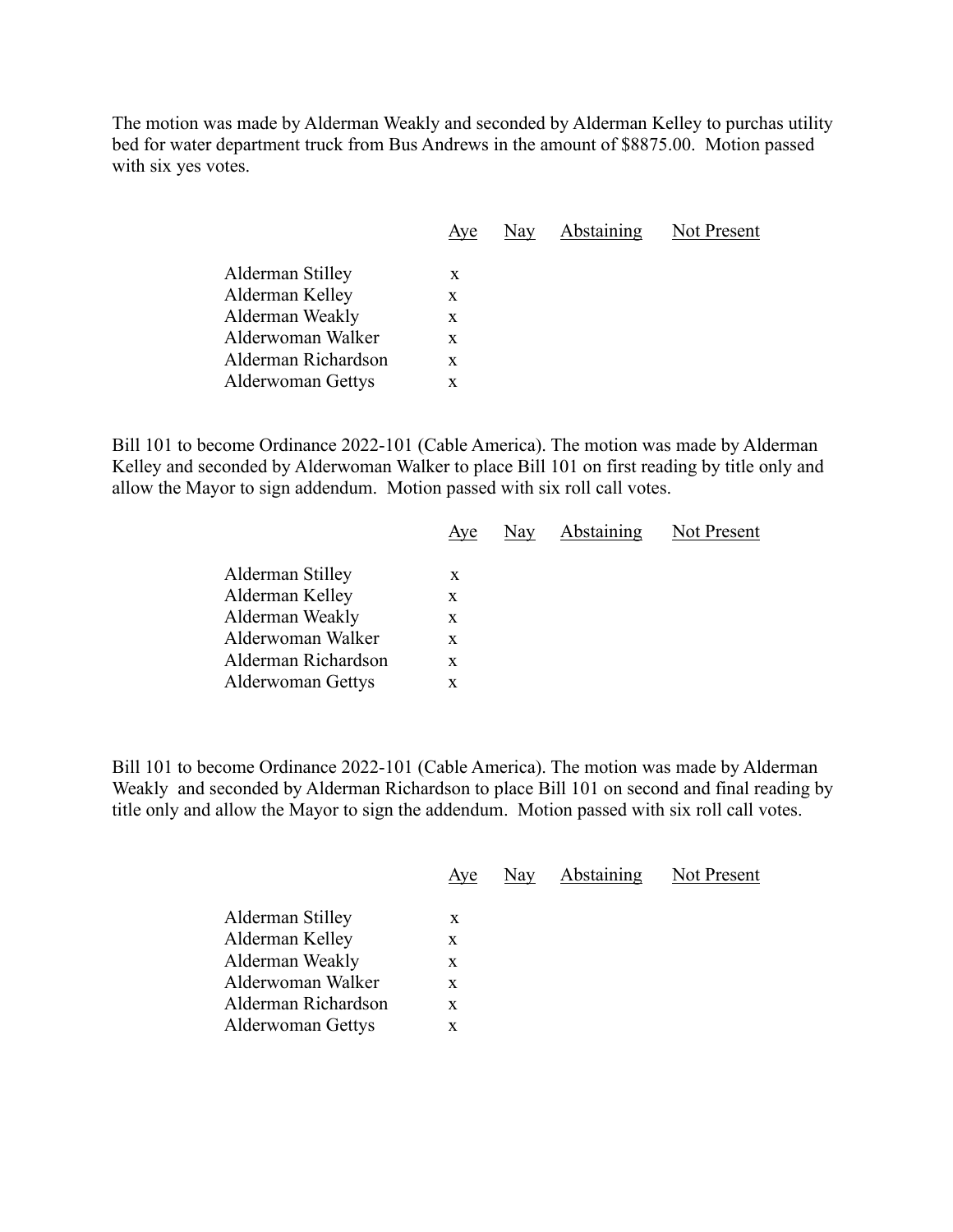The motion was made by Alderman Weakly and seconded by Alderman Kelley to purchas utility bed for water department truck from Bus Andrews in the amount of $8875.00. Motion passed with six yes votes.

| | Aye | Nay | Abstaining | Not Present |
|---|---|---|---|---|
| Alderman Stilley | x | | | |
| Alderman Kelley | x | | | |
| Alderman Weakly | x | | | |
| Alderwoman Walker | x | | | |
| Alderman Richardson | x | | | |
| Alderwoman Gettys | x | | | |

Bill 101 to become Ordinance 2022-101 (Cable America). The motion was made by Alderman Kelley and seconded by Alderwoman Walker to place Bill 101 on first reading by title only and allow the Mayor to sign addendum. Motion passed with six roll call votes.

| | Aye | Nay | Abstaining | Not Present |
|---|---|---|---|---|
| Alderman Stilley | x | | | |
| Alderman Kelley | x | | | |
| Alderman Weakly | x | | | |
| Alderwoman Walker | x | | | |
| Alderman Richardson | x | | | |
| Alderwoman Gettys | x | | | |

Bill 101 to become Ordinance 2022-101 (Cable America). The motion was made by Alderman Weakly and seconded by Alderman Richardson to place Bill 101 on second and final reading by title only and allow the Mayor to sign the addendum. Motion passed with six roll call votes.

| | Aye | Nay | Abstaining | Not Present |
|---|---|---|---|---|
| Alderman Stilley | x | | | |
| Alderman Kelley | x | | | |
| Alderman Weakly | x | | | |
| Alderwoman Walker | x | | | |
| Alderman Richardson | x | | | |
| Alderwoman Gettys | x | | | |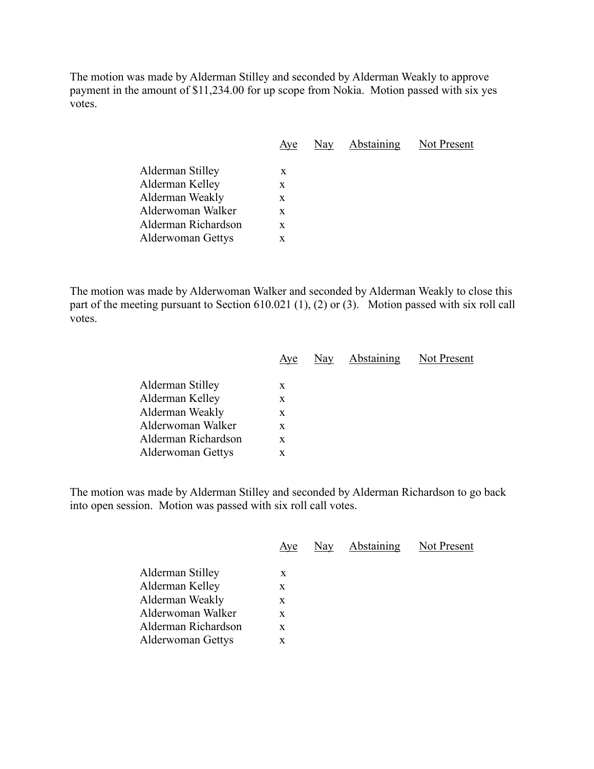The motion was made by Alderman Stilley and seconded by Alderman Weakly to approve payment in the amount of $11,234.00 for up scope from Nokia. Motion passed with six yes votes.

| | Aye | Nay | Abstaining | Not Present |
|---|---|---|---|---|
| Alderman Stilley | x | | | |
| Alderman Kelley | x | | | |
| Alderman Weakly | x | | | |
| Alderwoman Walker | x | | | |
| Alderman Richardson | x | | | |
| Alderwoman Gettys | x | | | |

The motion was made by Alderwoman Walker and seconded by Alderman Weakly to close this part of the meeting pursuant to Section 610.021 (1), (2) or (3). Motion passed with six roll call votes.

| | Aye | Nay | Abstaining | Not Present |
|---|---|---|---|---|
| Alderman Stilley | x | | | |
| Alderman Kelley | x | | | |
| Alderman Weakly | x | | | |
| Alderwoman Walker | x | | | |
| Alderman Richardson | x | | | |
| Alderwoman Gettys | x | | | |

The motion was made by Alderman Stilley and seconded by Alderman Richardson to go back into open session. Motion was passed with six roll call votes.

| | Aye | Nay | Abstaining | Not Present |
|---|---|---|---|---|
| Alderman Stilley | x | | | |
| Alderman Kelley | x | | | |
| Alderman Weakly | x | | | |
| Alderwoman Walker | x | | | |
| Alderman Richardson | x | | | |
| Alderwoman Gettys | x | | | |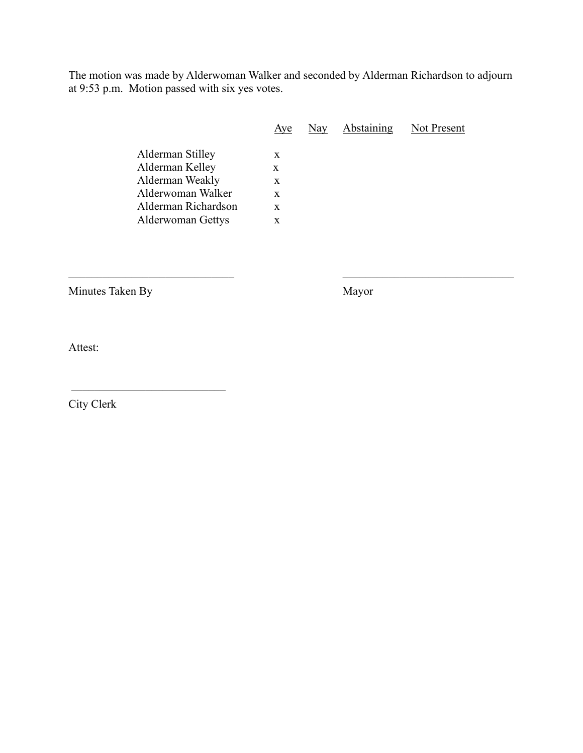The motion was made by Alderwoman Walker and seconded by Alderman Richardson to adjourn at 9:53 p.m.  Motion passed with six yes votes.

| | Aye | Nay | Abstaining | Not Present |
|---|---|---|---|---|
| Alderman Stilley | x | | | |
| Alderman Kelley | x | | | |
| Alderman Weakly | x | | | |
| Alderwoman Walker | x | | | |
| Alderman Richardson | x | | | |
| Alderwoman Gettys | x | | | |

______________________________ &nbsp;&nbsp;&nbsp;&nbsp;&nbsp;&nbsp;&nbsp;&nbsp; ______________________________

Minutes Taken By &nbsp;&nbsp;&nbsp;&nbsp;&nbsp;&nbsp;&nbsp;&nbsp;&nbsp;&nbsp;&nbsp;&nbsp;&nbsp;&nbsp;&nbsp;&nbsp;&nbsp;&nbsp;&nbsp;&nbsp;&nbsp;&nbsp;&nbsp;&nbsp;&nbsp;&nbsp;&nbsp;&nbsp;&nbsp; Mayor

Attest:

____________________________

City Clerk